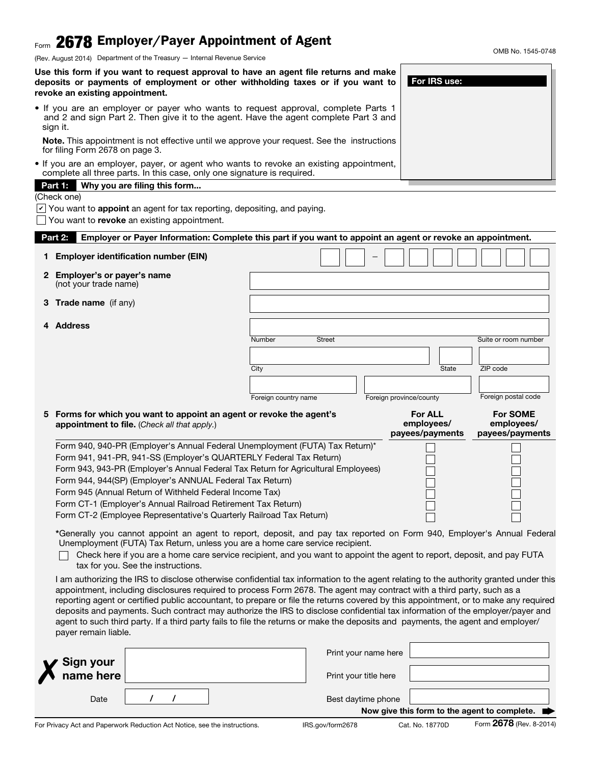Form **2678** **Employer/Payer Appointment of Agent**

(Rev. August 2014) Department of the Treasury — Internal Revenue Service

OMB No. 1545-0748

**Use this form if you want to request approval to have an agent file returns and make deposits or payments of employment or other withholding taxes or if you want to revoke an existing appointment.**

**For IRS use:**

- If you are an employer or payer who wants to request approval, complete Parts 1 and 2 and sign Part 2. Then give it to the agent. Have the agent complete Part 3 and sign it.

  **Note.** This appointment is not effective until we approve your request. See the instructions for filing Form 2678 on page 3.

- If you are an employer, payer, or agent who wants to revoke an existing appointment, complete all three parts. In this case, only one signature is required.

## Part 1: Why you are filing this form...

(Check one)

☑ You want to **appoint** an agent for tax reporting, depositing, and paying.

☐ You want to **revoke** an existing appointment.

## Part 2: Employer or Payer Information: Complete this part if you want to appoint an agent or revoke an appointment.

**1 Employer identification number (EIN)** ☐☐ – ☐☐☐☐☐☐☐

**2 Employer's or payer's name** (not your trade name)

**3 Trade name** (if any)

**4 Address**

Number Street Suite or room number

City State ZIP code

Foreign country name Foreign province/county Foreign postal code

**5 Forms for which you want to appoint an agent or revoke the agent's appointment to file.** (*Check all that apply.*)

| Form | For ALL employees/ payees/payments | For SOME employees/ payees/payments |
|---|---|---|
| Form 940, 940-PR (Employer's Annual Federal Unemployment (FUTA) Tax Return)* | ☐ | ☐ |
| Form 941, 941-PR, 941-SS (Employer's QUARTERLY Federal Tax Return) | ☐ | ☐ |
| Form 943, 943-PR (Employer's Annual Federal Tax Return for Agricultural Employees) | ☐ | ☐ |
| Form 944, 944(SP) (Employer's ANNUAL Federal Tax Return) | ☐ | ☐ |
| Form 945 (Annual Return of Withheld Federal Income Tax) | ☐ | ☐ |
| Form CT-1 (Employer's Annual Railroad Retirement Tax Return) | ☐ | ☐ |
| Form CT-2 (Employee Representative's Quarterly Railroad Tax Return) | ☐ | ☐ |

*Generally you cannot appoint an agent to report, deposit, and pay tax reported on Form 940, Employer's Annual Federal Unemployment (FUTA) Tax Return, unless you are a home care service recipient.

☐ Check here if you are a home care service recipient, and you want to appoint the agent to report, deposit, and pay FUTA tax for you. See the instructions.

I am authorizing the IRS to disclose otherwise confidential tax information to the agent relating to the authority granted under this appointment, including disclosures required to process Form 2678. The agent may contract with a third party, such as a reporting agent or certified public accountant, to prepare or file the returns covered by this appointment, or to make any required deposits and payments. Such contract may authorize the IRS to disclose confidential tax information of the employer/payer and agent to such third party. If a third party fails to file the returns or make the deposits and payments, the agent and employer/payer remain liable.

**✗ Sign your name here** ____________________

Print your name here ____________________

Print your title here ____________________

Date / /

Best daytime phone ____________________

**Now give this form to the agent to complete.** ➡

For Privacy Act and Paperwork Reduction Act Notice, see the instructions. IRS.gov/form2678 Cat. No. 18770D Form **2678** (Rev. 8-2014)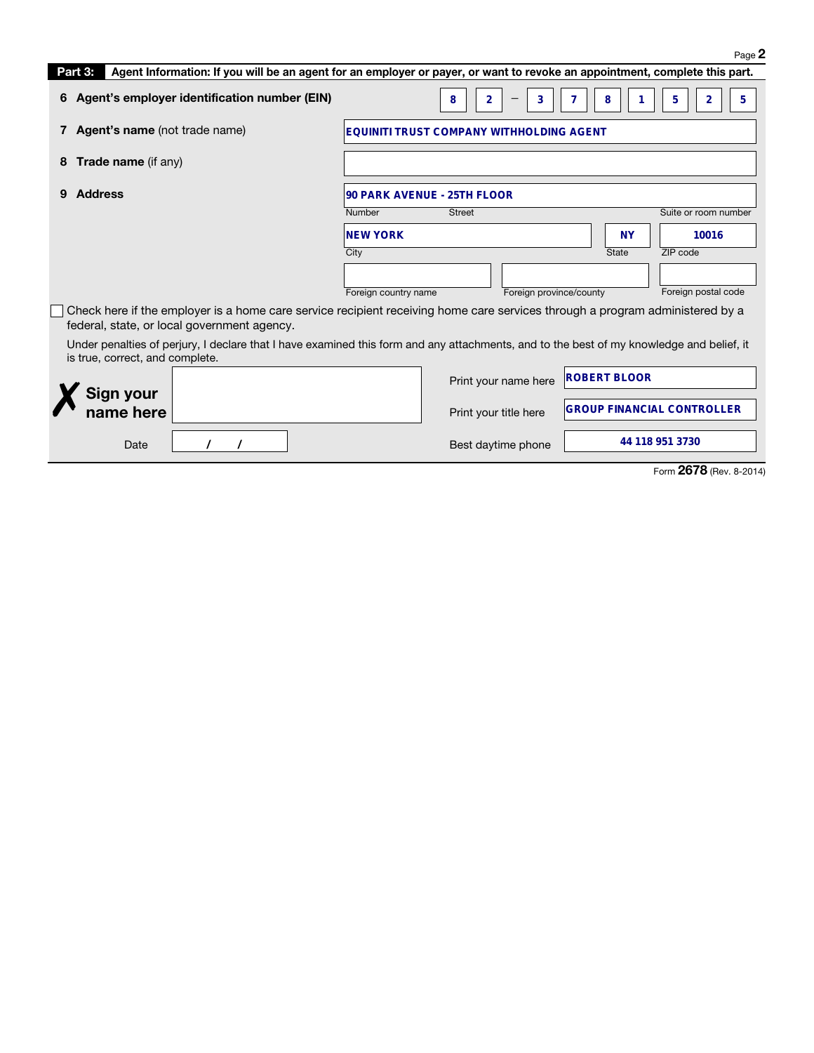## Part 3: Agent Information: If you will be an agent for an employer or payer, or want to revoke an appointment, complete this part.

**6 Agent's employer identification number (EIN)**: 82 – 3781525

**7 Agent's name** (not trade name): EQUINITI TRUST COMPANY WITHHOLDING AGENT

**8 Trade name** (if any):

**9 Address**

| Number | Street | Suite or room number |
|---|---|---|
| 90 PARK AVENUE - 25TH FLOOR | | |

| City | State | ZIP code |
|---|---|---|
| NEW YORK | NY | 10016 |

| Foreign country name | Foreign province/county | Foreign postal code |
|---|---|---|
| | | |

☐ Check here if the employer is a home care service recipient receiving home care services through a program administered by a federal, state, or local government agency.

Under penalties of perjury, I declare that I have examined this form and any attachments, and to the best of my knowledge and belief, it is true, correct, and complete.

| | | | |
|---|---|---|---|
| **✗ Sign your name here** | | Print your name here | ROBERT BLOOR |
| | | Print your title here | GROUP FINANCIAL CONTROLLER |
| Date | / / | Best daytime phone | 44 118 951 3730 |

Form **2678** (Rev. 8-2014)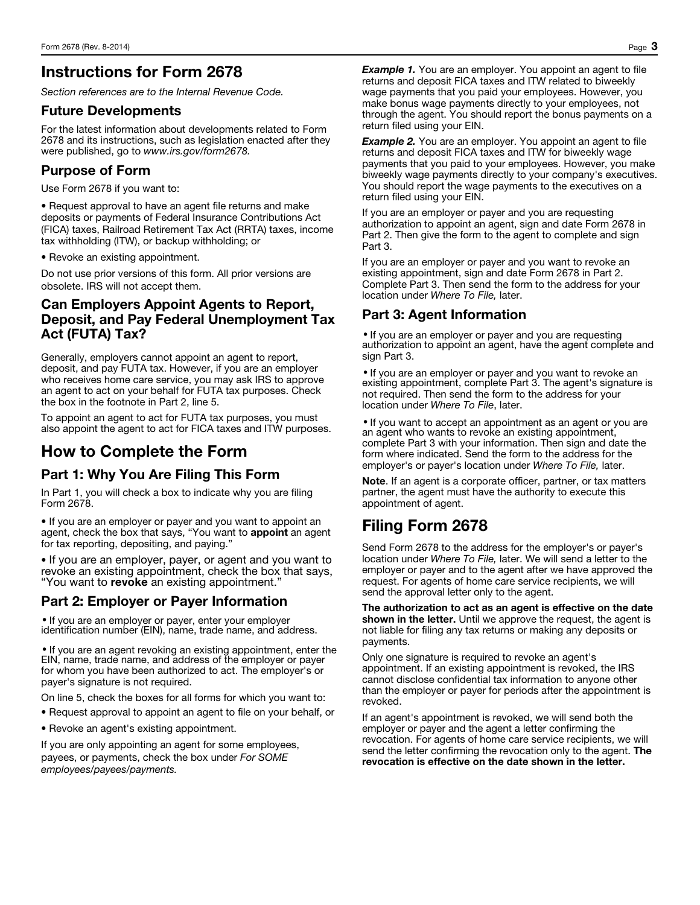# Instructions for Form 2678

*Section references are to the Internal Revenue Code.*

## Future Developments

For the latest information about developments related to Form 2678 and its instructions, such as legislation enacted after they were published, go to *www.irs.gov/form2678.*

## Purpose of Form

Use Form 2678 if you want to:

- Request approval to have an agent file returns and make deposits or payments of Federal Insurance Contributions Act (FICA) taxes, Railroad Retirement Tax Act (RRTA) taxes, income tax withholding (ITW), or backup withholding; or
- Revoke an existing appointment.

Do not use prior versions of this form. All prior versions are obsolete. IRS will not accept them.

## Can Employers Appoint Agents to Report, Deposit, and Pay Federal Unemployment Tax Act (FUTA) Tax?

Generally, employers cannot appoint an agent to report, deposit, and pay FUTA tax. However, if you are an employer who receives home care service, you may ask IRS to approve an agent to act on your behalf for FUTA tax purposes. Check the box in the footnote in Part 2, line 5.

To appoint an agent to act for FUTA tax purposes, you must also appoint the agent to act for FICA taxes and ITW purposes.

# How to Complete the Form

## Part 1: Why You Are Filing This Form

In Part 1, you will check a box to indicate why you are filing Form 2678.

- If you are an employer or payer and you want to appoint an agent, check the box that says, "You want to **appoint** an agent for tax reporting, depositing, and paying."
- If you are an employer, payer, or agent and you want to revoke an existing appointment, check the box that says, "You want to **revoke** an existing appointment."

## Part 2: Employer or Payer Information

- If you are an employer or payer, enter your employer identification number (EIN), name, trade name, and address.
- If you are an agent revoking an existing appointment, enter the EIN, name, trade name, and address of the employer or payer for whom you have been authorized to act. The employer's or payer's signature is not required.

On line 5, check the boxes for all forms for which you want to:

- Request approval to appoint an agent to file on your behalf, or
- Revoke an agent's existing appointment.

If you are only appointing an agent for some employees, payees, or payments, check the box under *For SOME employees/payees/payments.*

***Example 1.*** You are an employer. You appoint an agent to file returns and deposit FICA taxes and ITW related to biweekly wage payments that you paid your employees. However, you make bonus wage payments directly to your employees, not through the agent. You should report the bonus payments on a return filed using your EIN.

***Example 2.*** You are an employer. You appoint an agent to file returns and deposit FICA taxes and ITW for biweekly wage payments that you paid to your employees. However, you make biweekly wage payments directly to your company's executives. You should report the wage payments to the executives on a return filed using your EIN.

If you are an employer or payer and you are requesting authorization to appoint an agent, sign and date Form 2678 in Part 2. Then give the form to the agent to complete and sign Part 3.

If you are an employer or payer and you want to revoke an existing appointment, sign and date Form 2678 in Part 2. Complete Part 3. Then send the form to the address for your location under *Where To File,* later.

## Part 3: Agent Information

- If you are an employer or payer and you are requesting authorization to appoint an agent, have the agent complete and sign Part 3.
- If you are an employer or payer and you want to revoke an existing appointment, complete Part 3. The agent's signature is not required. Then send the form to the address for your location under *Where To File*, later.
- If you want to accept an appointment as an agent or you are an agent who wants to revoke an existing appointment, complete Part 3 with your information. Then sign and date the form where indicated. Send the form to the address for the employer's or payer's location under *Where To File,* later.

**Note**. If an agent is a corporate officer, partner, or tax matters partner, the agent must have the authority to execute this appointment of agent.

# Filing Form 2678

Send Form 2678 to the address for the employer's or payer's location under *Where To File,* later. We will send a letter to the employer or payer and to the agent after we have approved the request. For agents of home care service recipients, we will send the approval letter only to the agent.

**The authorization to act as an agent is effective on the date shown in the letter.** Until we approve the request, the agent is not liable for filing any tax returns or making any deposits or payments.

Only one signature is required to revoke an agent's appointment. If an existing appointment is revoked, the IRS cannot disclose confidential tax information to anyone other than the employer or payer for periods after the appointment is revoked.

If an agent's appointment is revoked, we will send both the employer or payer and the agent a letter confirming the revocation. For agents of home care service recipients, we will send the letter confirming the revocation only to the agent. **The revocation is effective on the date shown in the letter.**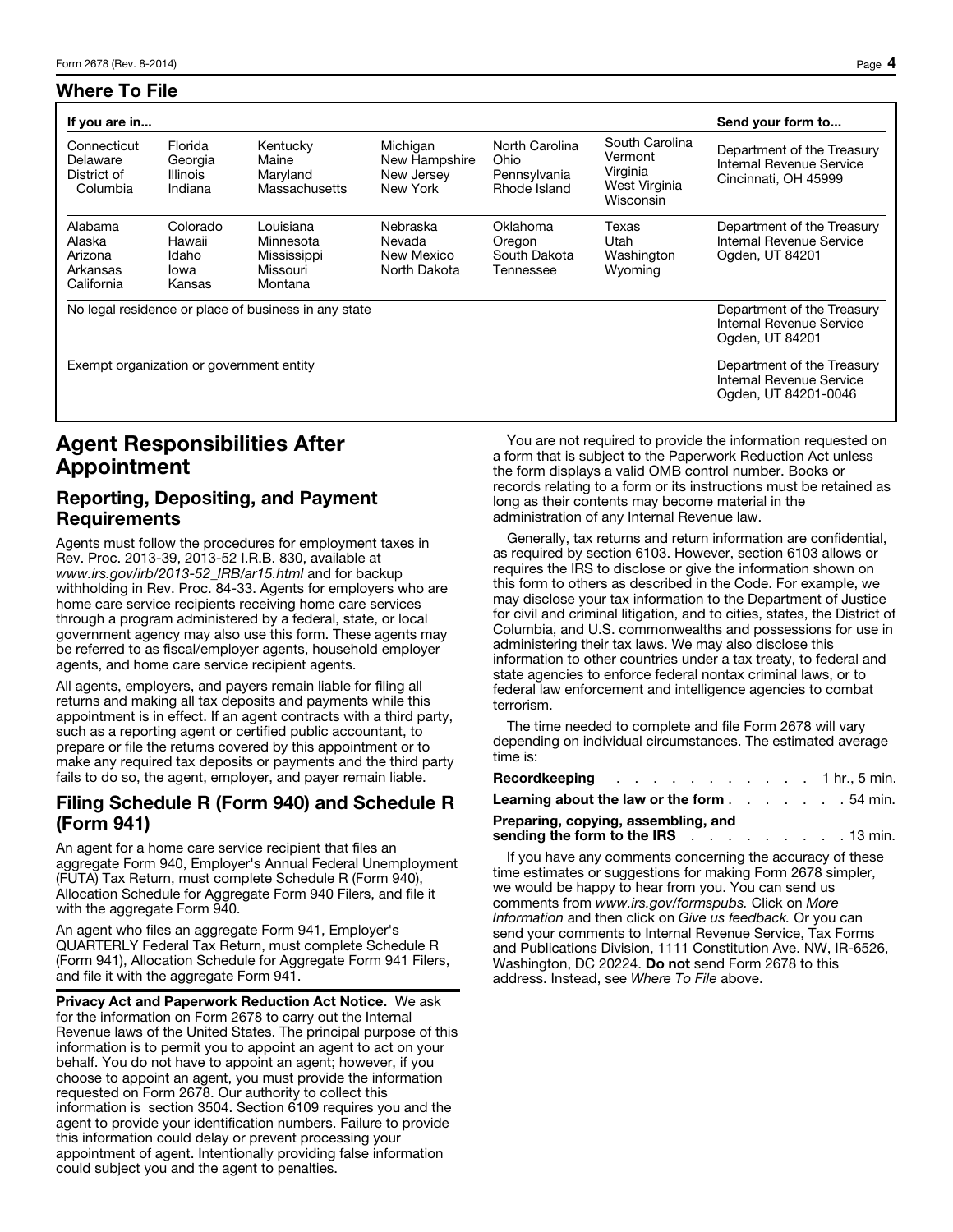## Where To File

| If you are in... | | | | | | Send your form to... |
|---|---|---|---|---|---|---|
| Connecticut<br>Delaware<br>District of Columbia | Florida<br>Georgia<br>Illinois<br>Indiana | Kentucky<br>Maine<br>Maryland<br>Massachusetts | Michigan<br>New Hampshire<br>New Jersey<br>New York | North Carolina<br>Ohio<br>Pennsylvania<br>Rhode Island | South Carolina<br>Vermont<br>Virginia<br>West Virginia<br>Wisconsin | Department of the Treasury<br>Internal Revenue Service<br>Cincinnati, OH 45999 |
| Alabama<br>Alaska<br>Arizona<br>Arkansas<br>California | Colorado<br>Hawaii<br>Idaho<br>Iowa<br>Kansas | Louisiana<br>Minnesota<br>Mississippi<br>Missouri<br>Montana | Nebraska<br>Nevada<br>New Mexico<br>North Dakota | Oklahoma<br>Oregon<br>South Dakota<br>Tennessee | Texas<br>Utah<br>Washington<br>Wyoming | Department of the Treasury<br>Internal Revenue Service<br>Ogden, UT 84201 |
| No legal residence or place of business in any state | | | | | | Department of the Treasury<br>Internal Revenue Service<br>Ogden, UT 84201 |
| Exempt organization or government entity | | | | | | Department of the Treasury<br>Internal Revenue Service<br>Ogden, UT 84201-0046 |

# Agent Responsibilities After Appointment

## Reporting, Depositing, and Payment Requirements

Agents must follow the procedures for employment taxes in Rev. Proc. 2013-39, 2013-52 I.R.B. 830, available at *www.irs.gov/irb/2013-52_IRB/ar15.html* and for backup withholding in Rev. Proc. 84-33. Agents for employers who are home care service recipients receiving home care services through a program administered by a federal, state, or local government agency may also use this form. These agents may be referred to as fiscal/employer agents, household employer agents, and home care service recipient agents.

All agents, employers, and payers remain liable for filing all returns and making all tax deposits and payments while this appointment is in effect. If an agent contracts with a third party, such as a reporting agent or certified public accountant, to prepare or file the returns covered by this appointment or to make any required tax deposits or payments and the third party fails to do so, the agent, employer, and payer remain liable.

## Filing Schedule R (Form 940) and Schedule R (Form 941)

An agent for a home care service recipient that files an aggregate Form 940, Employer's Annual Federal Unemployment (FUTA) Tax Return, must complete Schedule R (Form 940), Allocation Schedule for Aggregate Form 940 Filers, and file it with the aggregate Form 940.

An agent who files an aggregate Form 941, Employer's QUARTERLY Federal Tax Return, must complete Schedule R (Form 941), Allocation Schedule for Aggregate Form 941 Filers, and file it with the aggregate Form 941.

**Privacy Act and Paperwork Reduction Act Notice.** We ask for the information on Form 2678 to carry out the Internal Revenue laws of the United States. The principal purpose of this information is to permit you to appoint an agent to act on your behalf. You do not have to appoint an agent; however, if you choose to appoint an agent, you must provide the information requested on Form 2678. Our authority to collect this information is section 3504. Section 6109 requires you and the agent to provide your identification numbers. Failure to provide this information could delay or prevent processing your appointment of agent. Intentionally providing false information could subject you and the agent to penalties.

You are not required to provide the information requested on a form that is subject to the Paperwork Reduction Act unless the form displays a valid OMB control number. Books or records relating to a form or its instructions must be retained as long as their contents may become material in the administration of any Internal Revenue law.

Generally, tax returns and return information are confidential, as required by section 6103. However, section 6103 allows or requires the IRS to disclose or give the information shown on this form to others as described in the Code. For example, we may disclose your tax information to the Department of Justice for civil and criminal litigation, and to cities, states, the District of Columbia, and U.S. commonwealths and possessions for use in administering their tax laws. We may also disclose this information to other countries under a tax treaty, to federal and state agencies to enforce federal nontax criminal laws, or to federal law enforcement and intelligence agencies to combat terrorism.

The time needed to complete and file Form 2678 will vary depending on individual circumstances. The estimated average time is:

**Recordkeeping** . . . . . . . . . . . . 1 hr., 5 min.
**Learning about the law or the form** . . . . . . . 54 min.
**Preparing, copying, assembling, and sending the form to the IRS** . . . . . . . . . . 13 min.

If you have any comments concerning the accuracy of these time estimates or suggestions for making Form 2678 simpler, we would be happy to hear from you. You can send us comments from *www.irs.gov/formspubs.* Click on *More Information* and then click on *Give us feedback.* Or you can send your comments to Internal Revenue Service, Tax Forms and Publications Division, 1111 Constitution Ave. NW, IR-6526, Washington, DC 20224. **Do not** send Form 2678 to this address. Instead, see *Where To File* above.